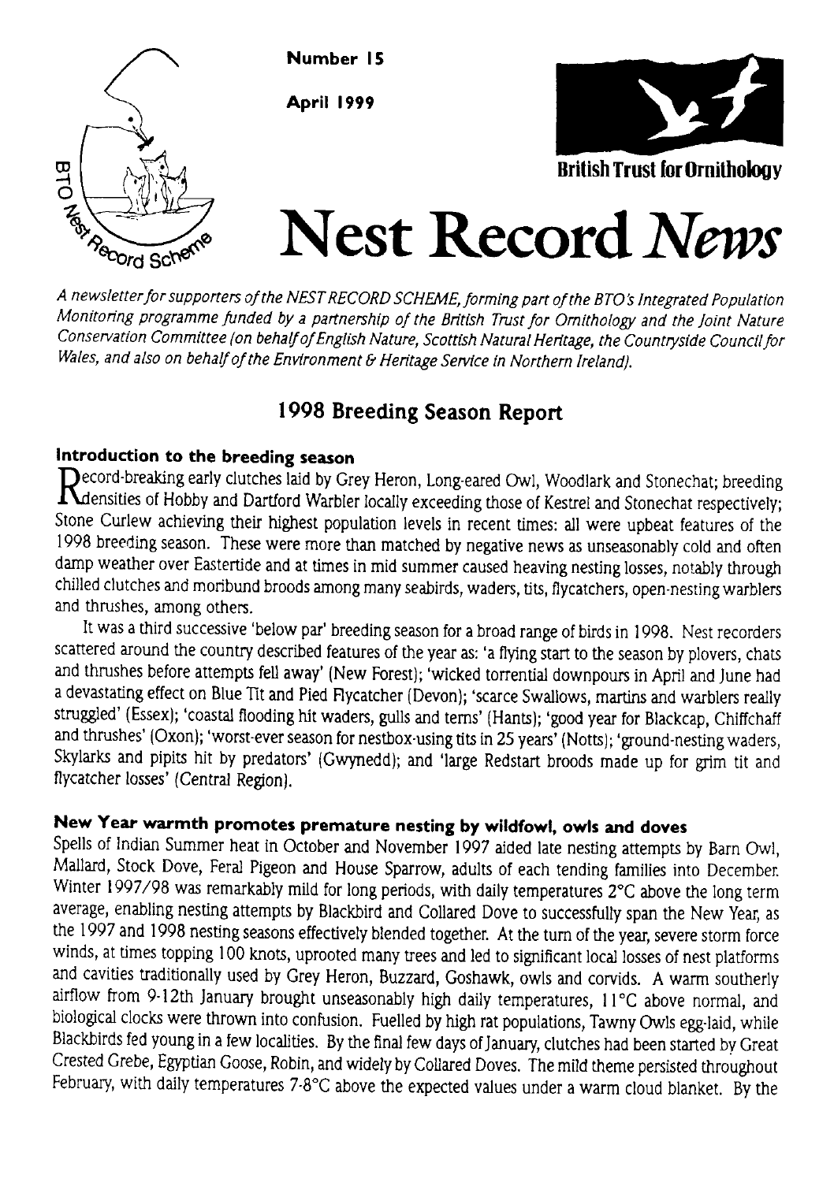Number 15

April 1999

British Trust for Ornithology

# Nest Record *News*

*A newsletter for supporters of the NEST RECORD SCHEME, forming part of the BTO's Integrated Population Monitoring programme funded by a partnership of the British Trust for Ornithology and the Joint Nature Conservation Committee (on behalf of English Nature, Scottish Natural Heritage, the Countryside Council for Wales, and also on behalf of the Environment & Heritage Service in Northern Ireland).*

## 1998 Breeding Season Report

### Introduction to the breeding season

Record-breaking early clutches laid by Grey Heron, Long-eared Owl, Woodlark and Stonechat; breeding densities of Hobby and Dartford Warbler locally exceeding those of Kestrel and Stonechat respectively; Stone Curlew achieving their highest population levels in recent times: all were upbeat features of the 1998 breeding season. These were more than matched by negative news as unseasonably cold and often damp weather over Eastertide and at times in mid summer caused heaving nesting losses, notably through chilled clutches and moribund broods among many seabirds, waders, tits, flycatchers, open-nesting warblers and thrushes, among others.

It was a third successive 'below par' breeding season for a broad range of birds in 1998. Nest recorders scattered around the country described features of the year as: 'a flying start to the season by plovers, chats and thrushes before attempts fell away' (New Forest); 'wicked torrential downpours in April and June had a devastating effect on Blue Tit and Pied Flycatcher (Devon); 'scarce Swallows, martins and warblers really struggled' (Essex); 'coastal flooding hit waders, gulls and terns' (Hants); 'good year for Blackcap, Chiffchaff and thrushes' (Oxon); 'worst-ever season for nestbox-using tits in 25 years' (Notts); 'ground-nesting waders, Skylarks and pipits hit by predators' (Gwynedd); and 'large Redstart broods made up for grim tit and flycatcher losses' (Central Region).

### New Year warmth promotes premature nesting by wildfowl, owls and doves

Spells of Indian Summer heat in October and November 1997 aided late nesting attempts by Barn Owl, Mallard, Stock Dove, Feral Pigeon and House Sparrow, adults of each tending families into December. Winter 1997/98 was remarkably mild for long periods, with daily temperatures 2°C above the long term average, enabling nesting attempts by Blackbird and Collared Dove to successfully span the New Year, as the 1997 and 1998 nesting seasons effectively blended together. At the turn of the year, severe storm force winds, at times topping 100 knots, uprooted many trees and led to significant local losses of nest platforms and cavities traditionally used by Grey Heron, Buzzard, Goshawk, owls and corvids. A warm southerly airflow from 9-12th January brought unseasonably high daily temperatures, 11°C above normal, and biological clocks were thrown into confusion. Fuelled by high rat populations, Tawny Owls egg-laid, while Blackbirds fed young in a few localities. By the final few days of January, clutches had been started by Great Crested Grebe, Egyptian Goose, Robin, and widely by Collared Doves. The mild theme persisted throughout February, with daily temperatures 7-8°C above the expected values under a warm cloud blanket. By the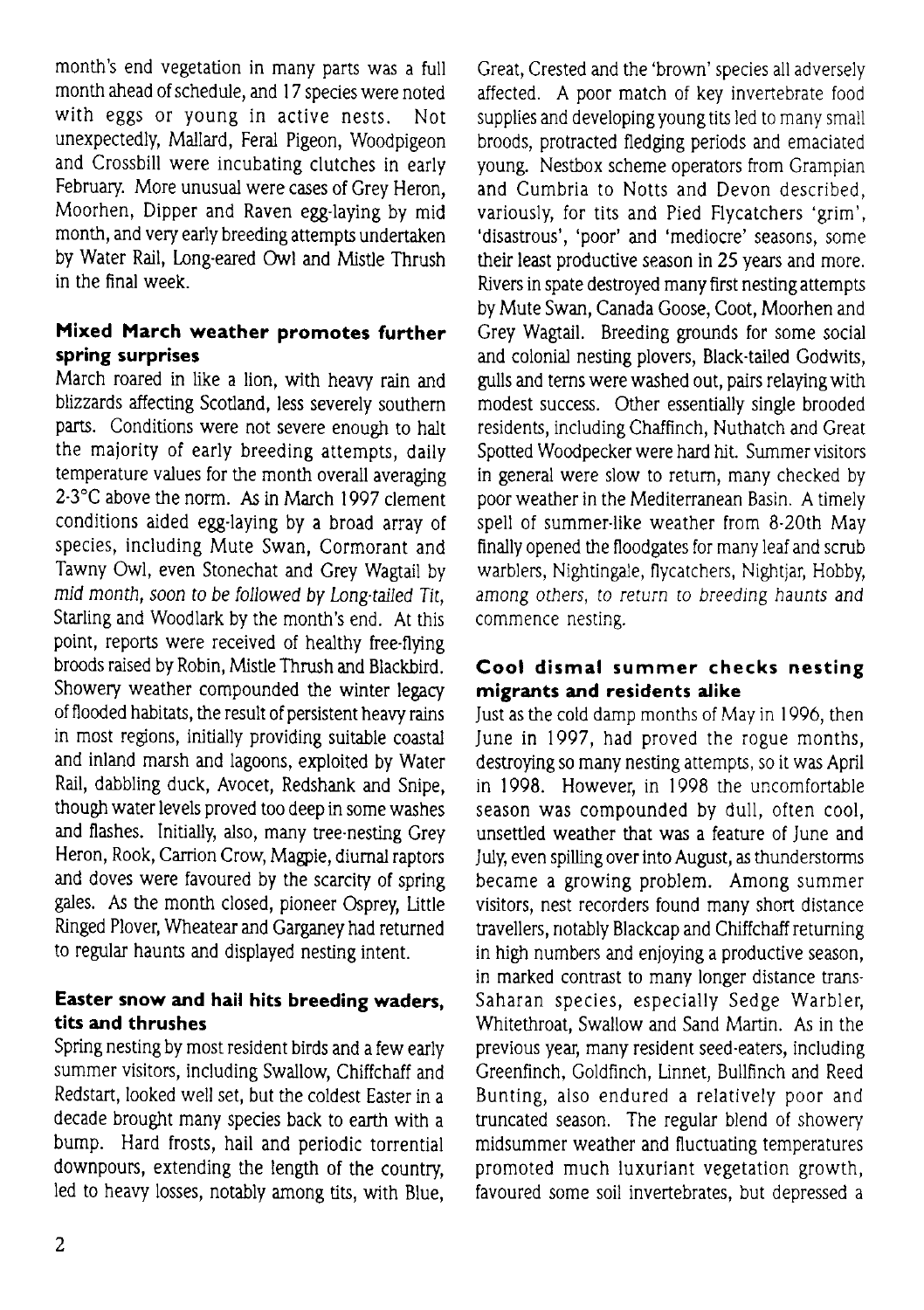month's end vegetation in many parts was a full month ahead of schedule, and 17 species were noted with eggs or young in active nests. Not unexpectedly, Mallard, Feral Pigeon, Woodpigeon and Crossbill were incubating clutches in early February. More unusual were cases of Grey Heron, Moorhen, Dipper and Raven egg-laying by mid month, and very early breeding attempts undertaken by Water Rail, Long-eared Owl and Mistle Thrush in the final week.

### Mixed March weather promotes further spring surprises

March roared in like a lion, with heavy rain and blizzards affecting Scotland, less severely southern parts. Conditions were not severe enough to halt the majority of early breeding attempts, daily temperature values for the month overall averaging 2-3°C above the norm. As in March 1997 clement conditions aided egg-laying by a broad array of species, including Mute Swan, Cormorant and Tawny Owl, even Stonechat and Grey Wagtail by mid month, soon to be followed by Long-tailed Tit, Starling and Woodlark by the month's end. At this point, reports were received of healthy free-flying broods raised by Robin, Mistle Thrush and Blackbird. Showery weather compounded the winter legacy of flooded habitats, the result of persistent heavy rains in most regions, initially providing suitable coastal and inland marsh and lagoons, exploited by Water Rail, dabbling duck, Avocet, Redshank and Snipe, though water levels proved too deep in some washes and flashes. Initially, also, many tree-nesting Grey Heron, Rook, Carrion Crow, Magpie, diurnal raptors and doves were favoured by the scarcity of spring gales. As the month closed, pioneer Osprey, Little Ringed Plover, Wheatear and Garganey had returned to regular haunts and displayed nesting intent.

### Easter snow and hail hits breeding waders, tits and thrushes

Spring nesting by most resident birds and a few early summer visitors, including Swallow, Chiffchaff and Redstart, looked well set, but the coldest Easter in a decade brought many species back to earth with a bump. Hard frosts, hail and periodic torrential downpours, extending the length of the country, led to heavy losses, notably among tits, with Blue, Great, Crested and the 'brown' species all adversely affected. A poor match of key invertebrate food supplies and developing young tits led to many small broods, protracted fledging periods and emaciated young. Nestbox scheme operators from Grampian and Cumbria to Notts and Devon described, variously, for tits and Pied Flycatchers 'grim', 'disastrous', 'poor' and 'mediocre' seasons, some their least productive season in 25 years and more. Rivers in spate destroyed many first nesting attempts by Mute Swan, Canada Goose, Coot, Moorhen and Grey Wagtail. Breeding grounds for some social and colonial nesting plovers, Black-tailed Godwits, gulls and terns were washed out, pairs relaying with modest success. Other essentially single brooded residents, including Chaffinch, Nuthatch and Great Spotted Woodpecker were hard hit. Summer visitors in general were slow to return, many checked by poor weather in the Mediterranean Basin. A timely spell of summer-like weather from 8-20th May finally opened the floodgates for many leaf and scrub warblers, Nightingale, flycatchers, Nightjar, Hobby, among others, to return to breeding haunts and commence nesting.

### Cool dismal summer checks nesting migrants and residents alike

Just as the cold damp months of May in 1996, then June in 1997, had proved the rogue months, destroying so many nesting attempts, so it was April in 1998. However, in 1998 the uncomfortable season was compounded by dull, often cool, unsettled weather that was a feature of June and July, even spilling over into August, as thunderstorms became a growing problem. Among summer visitors, nest recorders found many short distance travellers, notably Blackcap and Chiffchaff returning in high numbers and enjoying a productive season, in marked contrast to many longer distance trans-Saharan species, especially Sedge Warbler, Whitethroat, Swallow and Sand Martin. As in the previous year, many resident seed-eaters, including Greenfinch, Goldfinch, Linnet, Bullfinch and Reed Bunting, also endured a relatively poor and truncated season. The regular blend of showery midsummer weather and fluctuating temperatures promoted much luxuriant vegetation growth, favoured some soil invertebrates, but depressed a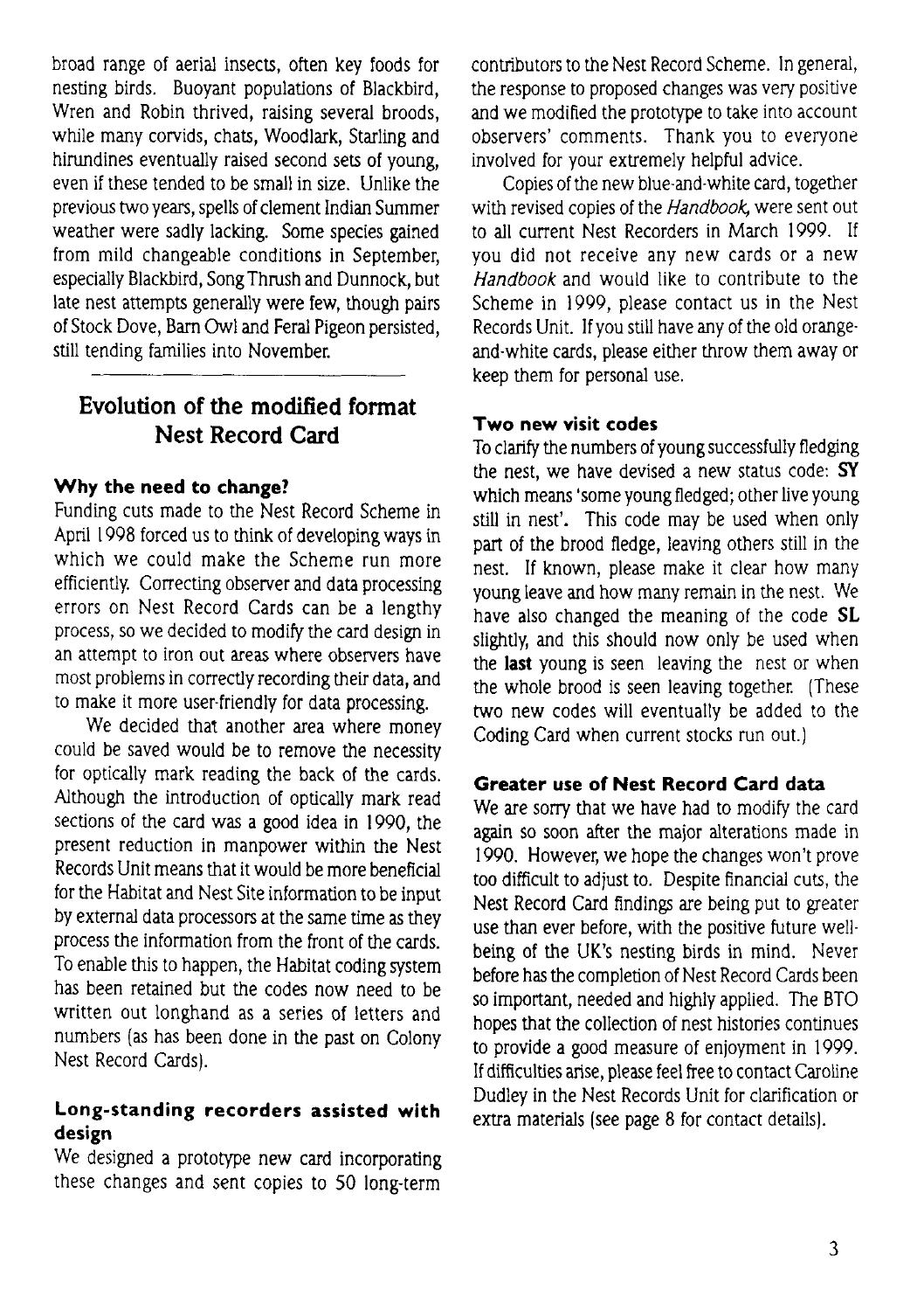broad range of aerial insects, often key foods for nesting birds. Buoyant populations of Blackbird, Wren and Robin thrived, raising several broods, while many corvids, chats, Woodlark, Starling and hirundines eventually raised second sets of young, even if these tended to be small in size. Unlike the previous two years, spells of clement Indian Summer weather were sadly lacking. Some species gained from mild changeable conditions in September, especially Blackbird, Song Thrush and Dunnock, but late nest attempts generally were few, though pairs of Stock Dove, Barn Owl and Feral Pigeon persisted, still tending families into November.

---

## Evolution of the modified format Nest Record Card

### Why the need to change?

Funding cuts made to the Nest Record Scheme in April 1998 forced us to think of developing ways in which we could make the Scheme run more efficiently. Correcting observer and data processing errors on Nest Record Cards can be a lengthy process, so we decided to modify the card design in an attempt to iron out areas where observers have most problems in correctly recording their data, and to make it more user-friendly for data processing.

We decided that another area where money could be saved would be to remove the necessity for optically mark reading the back of the cards. Although the introduction of optically mark read sections of the card was a good idea in 1990, the present reduction in manpower within the Nest Records Unit means that it would be more beneficial for the Habitat and Nest Site information to be input by external data processors at the same time as they process the information from the front of the cards. To enable this to happen, the Habitat coding system has been retained but the codes now need to be written out longhand as a series of letters and numbers (as has been done in the past on Colony Nest Record Cards).

### Long-standing recorders assisted with design

We designed a prototype new card incorporating these changes and sent copies to 50 long-term contributors to the Nest Record Scheme. In general, the response to proposed changes was very positive and we modified the prototype to take into account observers' comments. Thank you to everyone involved for your extremely helpful advice.

Copies of the new blue-and-white card, together with revised copies of the *Handbook*, were sent out to all current Nest Recorders in March 1999. If you did not receive any new cards or a new *Handbook* and would like to contribute to the Scheme in 1999, please contact us in the Nest Records Unit. If you still have any of the old orange-and-white cards, please either throw them away or keep them for personal use.

### Two new visit codes

To clarify the numbers of young successfully fledging the nest, we have devised a new status code: **SY** which means 'some young fledged; other live young still in nest'. This code may be used when only part of the brood fledge, leaving others still in the nest. If known, please make it clear how many young leave and how many remain in the nest. We have also changed the meaning of the code **SL** slightly, and this should now only be used when the **last** young is seen leaving the nest or when the whole brood is seen leaving together. (These two new codes will eventually be added to the Coding Card when current stocks run out.)

### Greater use of Nest Record Card data

We are sorry that we have had to modify the card again so soon after the major alterations made in 1990. However, we hope the changes won't prove too difficult to adjust to. Despite financial cuts, the Nest Record Card findings are being put to greater use than ever before, with the positive future well-being of the UK's nesting birds in mind. Never before has the completion of Nest Record Cards been so important, needed and highly applied. The BTO hopes that the collection of nest histories continues to provide a good measure of enjoyment in 1999. If difficulties arise, please feel free to contact Caroline Dudley in the Nest Records Unit for clarification or extra materials (see page 8 for contact details).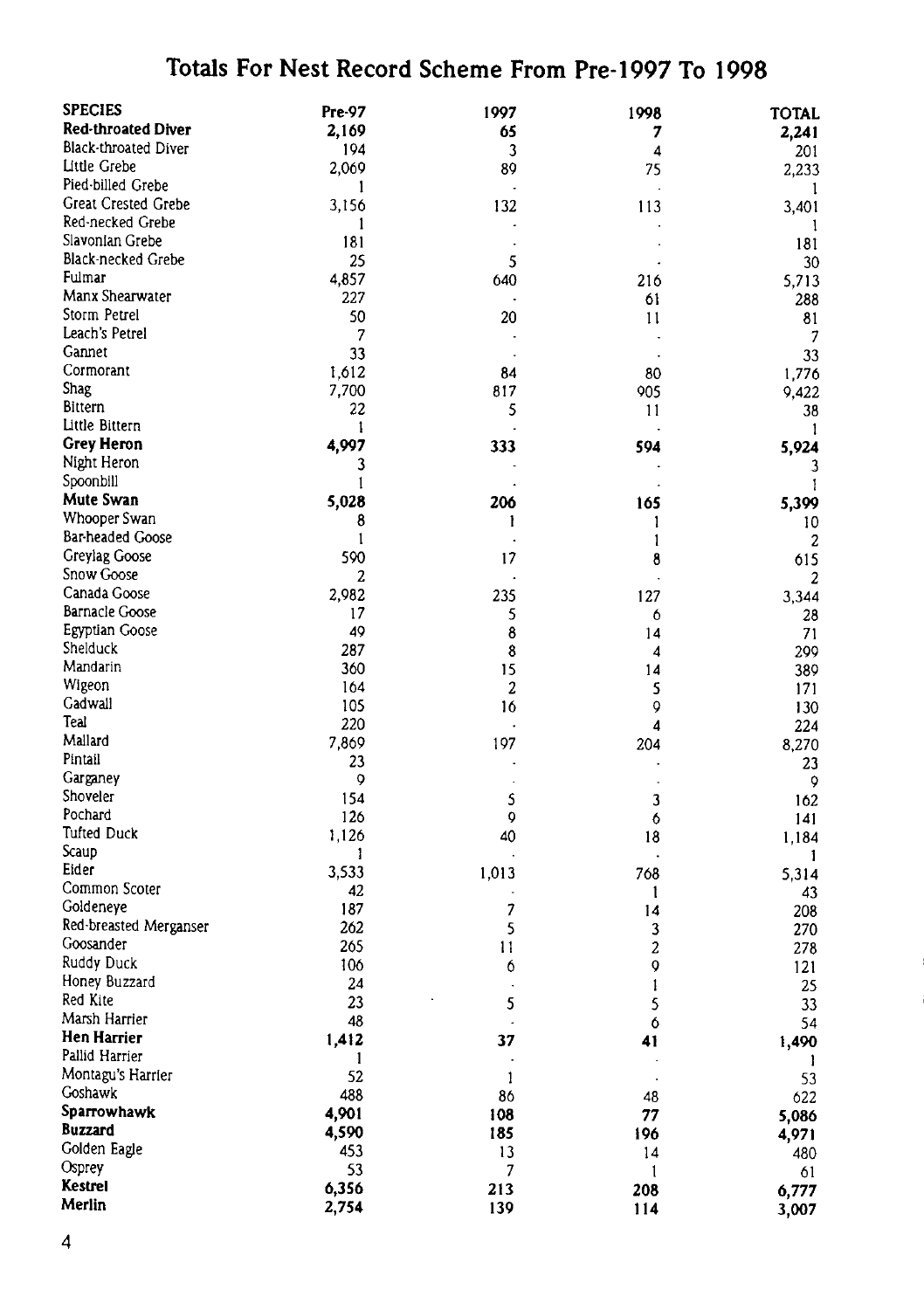# Totals For Nest Record Scheme From Pre-1997 To 1998

| SPECIES | Pre-97 | 1997 | 1998 | TOTAL |
|---|---|---|---|---|
| **Red-throated Diver** | **2,169** | **65** | **7** | **2,241** |
| Black-throated Diver | 194 | 3 | 4 | 201 |
| Little Grebe | 2,069 | 89 | 75 | 2,233 |
| Pied-billed Grebe | 1 | - | - | 1 |
| Great Crested Grebe | 3,156 | 132 | 113 | 3,401 |
| Red-necked Grebe | 1 | - | - | 1 |
| Slavonian Grebe | 181 | - | - | 181 |
| Black-necked Grebe | 25 | 5 | - | 30 |
| Fulmar | 4,857 | 640 | 216 | 5,713 |
| Manx Shearwater | 227 | - | 61 | 288 |
| Storm Petrel | 50 | 20 | 11 | 81 |
| Leach's Petrel | 7 | - | - | 7 |
| Gannet | 33 | - | - | 33 |
| Cormorant | 1,612 | 84 | 80 | 1,776 |
| Shag | 7,700 | 817 | 905 | 9,422 |
| Bittern | 22 | 5 | 11 | 38 |
| Little Bittern | 1 | - | - | 1 |
| **Grey Heron** | **4,997** | **333** | **594** | **5,924** |
| Night Heron | 3 | - | - | 3 |
| Spoonbill | 1 | - | - | 1 |
| **Mute Swan** | **5,028** | **206** | **165** | **5,399** |
| Whooper Swan | 8 | 1 | 1 | 10 |
| Bar-headed Goose | 1 | - | 1 | 2 |
| Greylag Goose | 590 | 17 | 8 | 615 |
| Snow Goose | 2 | - | - | 2 |
| Canada Goose | 2,982 | 235 | 127 | 3,344 |
| Barnacle Goose | 17 | 5 | 6 | 28 |
| Egyptian Goose | 49 | 8 | 14 | 71 |
| Shelduck | 287 | 8 | 4 | 299 |
| Mandarin | 360 | 15 | 14 | 389 |
| Wigeon | 164 | 2 | 5 | 171 |
| Gadwall | 105 | 16 | 9 | 130 |
| Teal | 220 | - | 4 | 224 |
| Mallard | 7,869 | 197 | 204 | 8,270 |
| Pintail | 23 | - | - | 23 |
| Garganey | 9 | - | - | 9 |
| Shoveler | 154 | 5 | 3 | 162 |
| Pochard | 126 | 9 | 6 | 141 |
| Tufted Duck | 1,126 | 40 | 18 | 1,184 |
| Scaup | 1 | - | - | 1 |
| Eider | 3,533 | 1,013 | 768 | 5,314 |
| Common Scoter | 42 | - | 1 | 43 |
| Goldeneye | 187 | 7 | 14 | 208 |
| Red-breasted Merganser | 262 | 5 | 3 | 270 |
| Goosander | 265 | 11 | 2 | 278 |
| Ruddy Duck | 106 | 6 | 9 | 121 |
| Honey Buzzard | 24 | - | 1 | 25 |
| Red Kite | 23 | 5 | 5 | 33 |
| Marsh Harrier | 48 | - | 6 | 54 |
| **Hen Harrier** | **1,412** | **37** | **41** | **1,490** |
| Pallid Harrier | 1 | - | - | 1 |
| Montagu's Harrier | 52 | 1 | - | 53 |
| Goshawk | 488 | 86 | 48 | 622 |
| **Sparrowhawk** | **4,901** | **108** | **77** | **5,086** |
| **Buzzard** | **4,590** | **185** | **196** | **4,971** |
| Golden Eagle | 453 | 13 | 14 | 480 |
| Osprey | 53 | 7 | 1 | 61 |
| **Kestrel** | **6,356** | **213** | **208** | **6,777** |
| **Merlin** | **2,754** | **139** | **114** | **3,007** |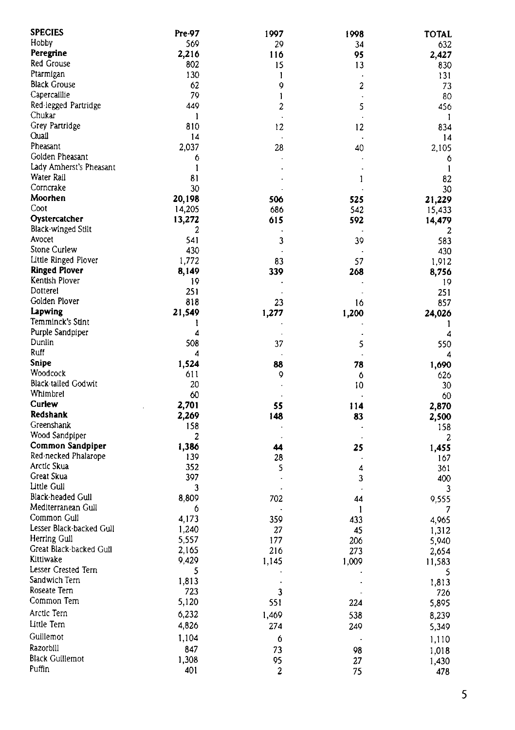| SPECIES | Pre-97 | 1997 | 1998 | TOTAL |
|---|---|---|---|---|
| Hobby | 569 | 29 | 34 | 632 |
| **Peregrine** | **2,216** | **116** | **95** | **2,427** |
| Red Grouse | 802 | 15 | 13 | 830 |
| Ptarmigan | 130 | 1 | - | 131 |
| Black Grouse | 62 | 9 | 2 | 73 |
| Capercaillie | 79 | 1 | - | 80 |
| Red-legged Partridge | 449 | 2 | 5 | 456 |
| Chukar | 1 | - | - | 1 |
| Grey Partridge | 810 | 12 | 12 | 834 |
| Quail | 14 | - | - | 14 |
| Pheasant | 2,037 | 28 | 40 | 2,105 |
| Golden Pheasant | 6 | - | - | 6 |
| Lady Amherst's Pheasant | 1 | - | - | 1 |
| Water Rail | 81 | - | 1 | 82 |
| Corncrake | 30 | - | - | 30 |
| **Moorhen** | **20,198** | **506** | **525** | **21,229** |
| Coot | 14,205 | 686 | 542 | 15,433 |
| **Oystercatcher** | **13,272** | **615** | **592** | **14,479** |
| Black-winged Stilt | 2 | - | - | 2 |
| Avocet | 541 | 3 | 39 | 583 |
| Stone Curlew | 430 | - | - | 430 |
| Little Ringed Plover | 1,772 | 83 | 57 | 1,912 |
| **Ringed Plover** | **8,149** | **339** | **268** | **8,756** |
| Kentish Plover | 19 | - | - | 19 |
| Dotterel | 251 | - | - | 251 |
| Golden Plover | 818 | 23 | 16 | 857 |
| **Lapwing** | **21,549** | **1,277** | **1,200** | **24,026** |
| Temminck's Stint | 1 | - | - | 1 |
| Purple Sandpiper | 4 | - | - | 4 |
| Dunlin | 508 | 37 | 5 | 550 |
| Ruff | 4 | - | - | 4 |
| **Snipe** | **1,524** | **88** | **78** | **1,690** |
| Woodcock | 611 | 9 | 6 | 626 |
| Black-tailed Godwit | 20 | - | 10 | 30 |
| Whimbrel | 60 | - | - | 60 |
| **Curlew** | **2,701** | **55** | **114** | **2,870** |
| **Redshank** | **2,269** | **148** | **83** | **2,500** |
| Greenshank | 158 | - | - | 158 |
| Wood Sandpiper | 2 | - | - | 2 |
| **Common Sandpiper** | **1,386** | **44** | **25** | **1,455** |
| Red-necked Phalarope | 139 | 28 | - | 167 |
| Arctic Skua | 352 | 5 | 4 | 361 |
| Great Skua | 397 | - | 3 | 400 |
| Little Gull | 3 | - | - | 3 |
| Black-headed Gull | 8,809 | 702 | 44 | 9,555 |
| Mediterranean Gull | 6 | - | 1 | 7 |
| Common Gull | 4,173 | 359 | 433 | 4,965 |
| Lesser Black-backed Gull | 1,240 | 27 | 45 | 1,312 |
| Herring Gull | 5,557 | 177 | 206 | 5,940 |
| Great Black-backed Gull | 2,165 | 216 | 273 | 2,654 |
| Kittiwake | 9,429 | 1,145 | 1,009 | 11,583 |
| Lesser Crested Tern | 5 | - | - | 5 |
| Sandwich Tern | 1,813 | - | - | 1,813 |
| Roseate Tern | 723 | 3 | - | 726 |
| Common Tern | 5,120 | 551 | 224 | 5,895 |
| Arctic Tern | 6,232 | 1,469 | 538 | 8,239 |
| Little Tern | 4,826 | 274 | 249 | 5,349 |
| Guillemot | 1,104 | 6 | - | 1,110 |
| Razorbill | 847 | 73 | 98 | 1,018 |
| Black Guillemot | 1,308 | 95 | 27 | 1,430 |
| Puffin | 401 | 2 | 75 | 478 |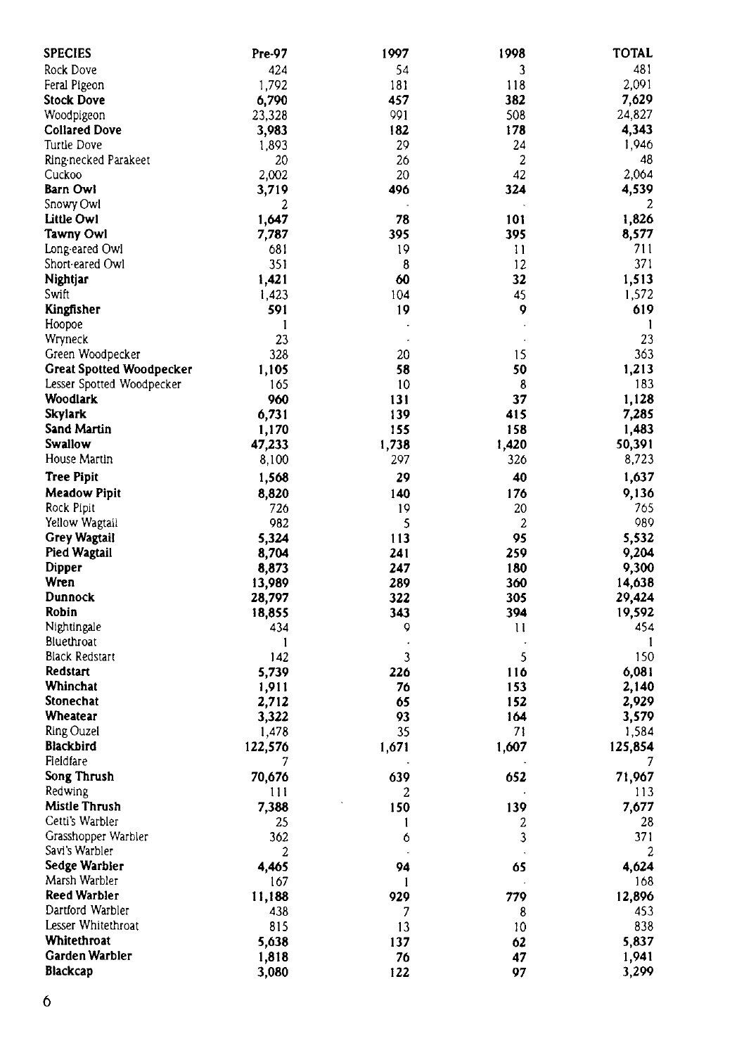| SPECIES | Pre-97 | 1997 | 1998 | TOTAL |
|---|---|---|---|---|
| Rock Dove | 424 | 54 | 3 | 481 |
| Feral Pigeon | 1,792 | 181 | 118 | 2,091 |
| **Stock Dove** | **6,790** | **457** | **382** | **7,629** |
| Woodpigeon | 23,328 | 991 | 508 | 24,827 |
| **Collared Dove** | **3,983** | **182** | **178** | **4,343** |
| Turtle Dove | 1,893 | 29 | 24 | 1,946 |
| Ring-necked Parakeet | 20 | 26 | 2 | 48 |
| Cuckoo | 2,002 | 20 | 42 | 2,064 |
| **Barn Owl** | **3,719** | **496** | **324** | **4,539** |
| Snowy Owl | 2 | - | - | 2 |
| **Little Owl** | **1,647** | **78** | **101** | **1,826** |
| **Tawny Owl** | **7,787** | **395** | **395** | **8,577** |
| Long-eared Owl | 681 | 19 | 11 | 711 |
| Short-eared Owl | 351 | 8 | 12 | 371 |
| **Nightjar** | **1,421** | **60** | **32** | **1,513** |
| Swift | 1,423 | 104 | 45 | 1,572 |
| **Kingfisher** | **591** | **19** | **9** | **619** |
| Hoopoe | 1 | - | - | 1 |
| Wryneck | 23 | - | - | 23 |
| Green Woodpecker | 328 | 20 | 15 | 363 |
| **Great Spotted Woodpecker** | **1,105** | **58** | **50** | **1,213** |
| Lesser Spotted Woodpecker | 165 | 10 | 8 | 183 |
| **Woodlark** | **960** | **131** | **37** | **1,128** |
| **Skylark** | **6,731** | **139** | **415** | **7,285** |
| **Sand Martin** | **1,170** | **155** | **158** | **1,483** |
| **Swallow** | **47,233** | **1,738** | **1,420** | **50,391** |
| House Martin | 8,100 | 297 | 326 | 8,723 |
| **Tree Pipit** | **1,568** | **29** | **40** | **1,637** |
| **Meadow Pipit** | **8,820** | **140** | **176** | **9,136** |
| Rock Pipit | 726 | 19 | 20 | 765 |
| Yellow Wagtail | 982 | 5 | 2 | 989 |
| **Grey Wagtail** | **5,324** | **113** | **95** | **5,532** |
| **Pied Wagtail** | **8,704** | **241** | **259** | **9,204** |
| **Dipper** | **8,873** | **247** | **180** | **9,300** |
| **Wren** | **13,989** | **289** | **360** | **14,638** |
| **Dunnock** | **28,797** | **322** | **305** | **29,424** |
| **Robin** | **18,855** | **343** | **394** | **19,592** |
| Nightingale | 434 | 9 | 11 | 454 |
| Bluethroat | 1 | - | - | 1 |
| Black Redstart | 142 | 3 | 5 | 150 |
| **Redstart** | **5,739** | **226** | **116** | **6,081** |
| **Whinchat** | **1,911** | **76** | **153** | **2,140** |
| **Stonechat** | **2,712** | **65** | **152** | **2,929** |
| **Wheatear** | **3,322** | **93** | **164** | **3,579** |
| Ring Ouzel | 1,478 | 35 | 71 | 1,584 |
| **Blackbird** | **122,576** | **1,671** | **1,607** | **125,854** |
| Fieldfare | 7 | - | - | 7 |
| **Song Thrush** | **70,676** | **639** | **652** | **71,967** |
| Redwing | 111 | 2 | - | 113 |
| **Mistle Thrush** | **7,388** | **150** | **139** | **7,677** |
| Cetti's Warbler | 25 | 1 | 2 | 28 |
| Grasshopper Warbler | 362 | 6 | 3 | 371 |
| Savi's Warbler | 2 | - | - | 2 |
| **Sedge Warbler** | **4,465** | **94** | **65** | **4,624** |
| Marsh Warbler | 167 | 1 | - | 168 |
| **Reed Warbler** | **11,188** | **929** | **779** | **12,896** |
| Dartford Warbler | 438 | 7 | 8 | 453 |
| Lesser Whitethroat | 815 | 13 | 10 | 838 |
| **Whitethroat** | **5,638** | **137** | **62** | **5,837** |
| **Garden Warbler** | **1,818** | **76** | **47** | **1,941** |
| **Blackcap** | **3,080** | **122** | **97** | **3,299** |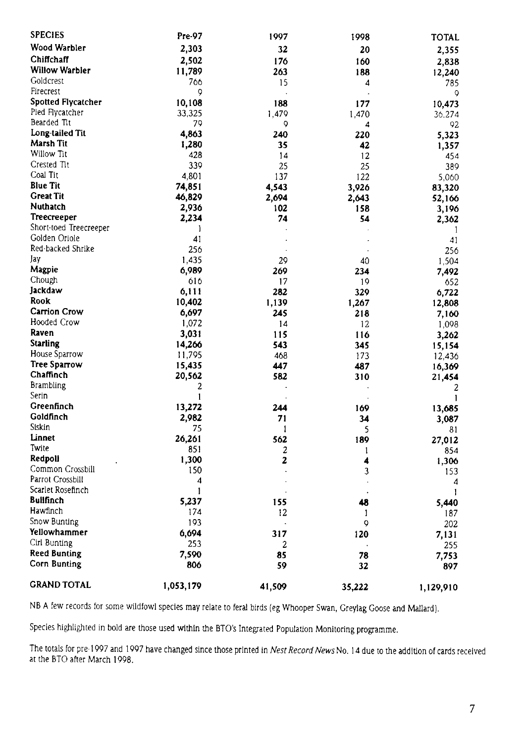| SPECIES | Pre-97 | 1997 | 1998 | TOTAL |
|---|---|---|---|---|
| **Wood Warbler** | **2,303** | **32** | **20** | **2,355** |
| **Chiffchaff** | **2,502** | **176** | **160** | **2,838** |
| **Willow Warbler** | **11,789** | **263** | **188** | **12,240** |
| Goldcrest | 766 | 15 | 4 | 785 |
| Firecrest | 9 | · | · | 9 |
| **Spotted Flycatcher** | **10,108** | **188** | **177** | **10,473** |
| Pied Flycatcher | 33,325 | 1,479 | 1,470 | 36,274 |
| Bearded Tit | 79 | 9 | 4 | 92 |
| **Long-tailed Tit** | **4,863** | **240** | **220** | **5,323** |
| **Marsh Tit** | **1,280** | **35** | **42** | **1,357** |
| Willow Tit | 428 | 14 | 12 | 454 |
| Crested Tit | 339 | 25 | 25 | 389 |
| Coal Tit | 4,801 | 137 | 122 | 5,060 |
| **Blue Tit** | **74,851** | **4,543** | **3,926** | **83,320** |
| **Great Tit** | **46,829** | **2,694** | **2,643** | **52,166** |
| **Nuthatch** | **2,936** | **102** | **158** | **3,196** |
| **Treecreeper** | **2,234** | **74** | **54** | **2,362** |
| Short-toed Treecreeper | 1 | · | · | 1 |
| Golden Oriole | 41 | · | · | 41 |
| Red-backed Shrike | 256 | · | · | 256 |
| Jay | 1,435 | 29 | 40 | 1,504 |
| **Magpie** | **6,989** | **269** | **234** | **7,492** |
| Chough | 616 | 17 | 19 | 652 |
| **Jackdaw** | **6,111** | **282** | **329** | **6,722** |
| **Rook** | **10,402** | **1,139** | **1,267** | **12,808** |
| **Carrion Crow** | **6,697** | **245** | **218** | **7,160** |
| Hooded Crow | 1,072 | 14 | 12 | 1,098 |
| **Raven** | **3,031** | **115** | **116** | **3,262** |
| **Starling** | **14,266** | **543** | **345** | **15,154** |
| House Sparrow | 11,795 | 468 | 173 | 12,436 |
| **Tree Sparrow** | **15,435** | **447** | **487** | **16,369** |
| **Chaffinch** | **20,562** | **582** | **310** | **21,454** |
| Brambling | 2 | · | · | 2 |
| Serin | 1 | · | · | 1 |
| **Greenfinch** | **13,272** | **244** | **169** | **13,685** |
| **Goldfinch** | **2,982** | **71** | **34** | **3,087** |
| Siskin | 75 | 1 | 5 | 81 |
| **Linnet** | **26,261** | **562** | **189** | **27,012** |
| Twite | 851 | 2 | 1 | 854 |
| **Redpoll** | **1,300** | **2** | **4** | **1,306** |
| Common Crossbill | 150 | · | 3 | 153 |
| Parrot Crossbill | 4 | · | · | 4 |
| Scarlet Rosefinch | 1 | · | · | 1 |
| **Bullfinch** | **5,237** | **155** | **48** | **5,440** |
| Hawfinch | 174 | 12 | 1 | 187 |
| Snow Bunting | 193 | · | 9 | 202 |
| **Yellowhammer** | **6,694** | **317** | **120** | **7,131** |
| Cirl Bunting | 253 | 2 | · | 255 |
| **Reed Bunting** | **7,590** | **85** | **78** | **7,753** |
| **Corn Bunting** | **806** | **59** | **32** | **897** |
| **GRAND TOTAL** | **1,053,179** | **41,509** | **35,222** | **1,129,910** |

NB A few records for some wildfowl species may relate to feral birds (eg Whooper Swan, Greylag Goose and Mallard).

Species highlighted in bold are those used within the BTO's Integrated Population Monitoring programme.

The totals for pre-1997 and 1997 have changed since those printed in *Nest Record News* No. 14 due to the addition of cards received at the BTO after March 1998.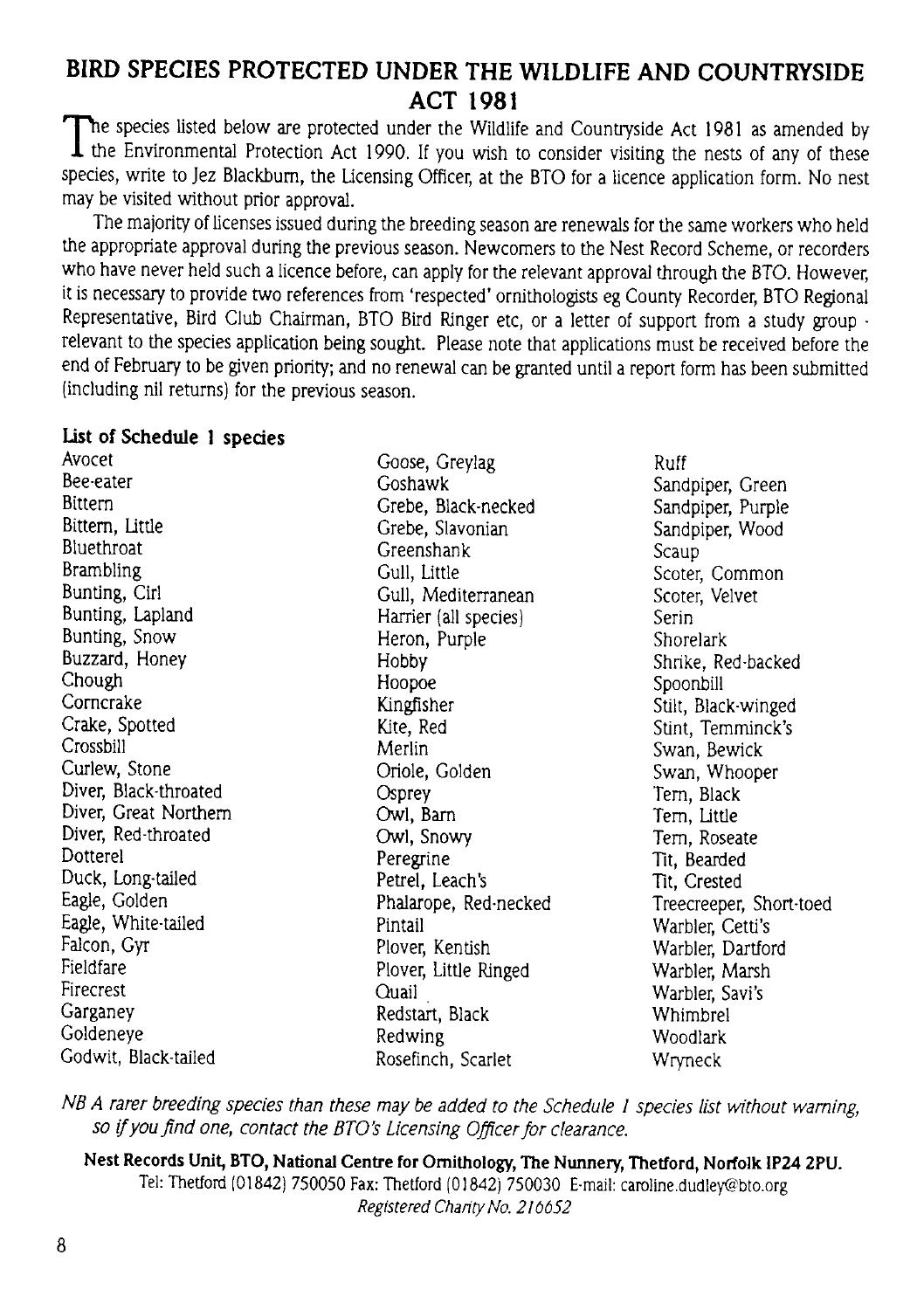# BIRD SPECIES PROTECTED UNDER THE WILDLIFE AND COUNTRYSIDE ACT 1981

The species listed below are protected under the Wildlife and Countryside Act 1981 as amended by the Environmental Protection Act 1990. If you wish to consider visiting the nests of any of these species, write to Jez Blackburn, the Licensing Officer, at the BTO for a licence application form. No nest may be visited without prior approval.

The majority of licenses issued during the breeding season are renewals for the same workers who held the appropriate approval during the previous season. Newcomers to the Nest Record Scheme, or recorders who have never held such a licence before, can apply for the relevant approval through the BTO. However, it is necessary to provide two references from 'respected' ornithologists eg County Recorder, BTO Regional Representative, Bird Club Chairman, BTO Bird Ringer etc, or a letter of support from a study group - relevant to the species application being sought. Please note that applications must be received before the end of February to be given priority; and no renewal can be granted until a report form has been submitted (including nil returns) for the previous season.

**List of Schedule 1 species**

Avocet
Bee-eater
Bittern
Bittern, Little
Bluethroat
Brambling
Bunting, Cirl
Bunting, Lapland
Bunting, Snow
Buzzard, Honey
Chough
Corncrake
Crake, Spotted
Crossbill
Curlew, Stone
Diver, Black-throated
Diver, Great Northern
Diver, Red-throated
Dotterel
Duck, Long-tailed
Eagle, Golden
Eagle, White-tailed
Falcon, Gyr
Fieldfare
Firecrest
Garganey
Goldeneye
Godwit, Black-tailed
Goose, Greylag
Goshawk
Grebe, Black-necked
Grebe, Slavonian
Greenshank
Gull, Little
Gull, Mediterranean
Harrier (all species)
Heron, Purple
Hobby
Hoopoe
Kingfisher
Kite, Red
Merlin
Oriole, Golden
Osprey
Owl, Barn
Owl, Snowy
Peregrine
Petrel, Leach's
Phalarope, Red-necked
Pintail
Plover, Kentish
Plover, Little Ringed
Quail
Redstart, Black
Redwing
Rosefinch, Scarlet
Ruff
Sandpiper, Green
Sandpiper, Purple
Sandpiper, Wood
Scaup
Scoter, Common
Scoter, Velvet
Serin
Shorelark
Shrike, Red-backed
Spoonbill
Stilt, Black-winged
Stint, Temminck's
Swan, Bewick
Swan, Whooper
Tern, Black
Tern, Little
Tern, Roseate
Tit, Bearded
Tit, Crested
Treecreeper, Short-toed
Warbler, Cetti's
Warbler, Dartford
Warbler, Marsh
Warbler, Savi's
Whimbrel
Woodlark
Wryneck

*NB A rarer breeding species than these may be added to the Schedule 1 species list without warning, so if you find one, contact the BTO's Licensing Officer for clearance.*

**Nest Records Unit, BTO, National Centre for Ornithology, The Nunnery, Thetford, Norfolk IP24 2PU.**
Tel: Thetford (01842) 750050 Fax: Thetford (01842) 750030 E-mail: caroline.dudley@bto.org
*Registered Charity No. 216652*